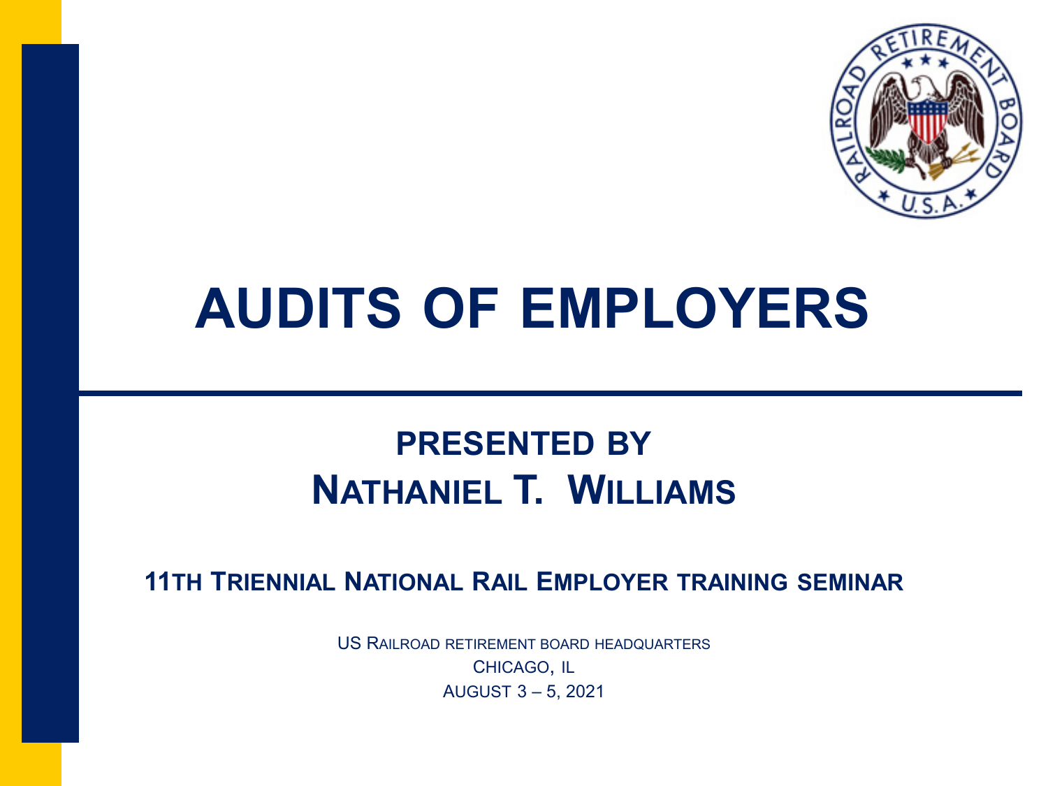# AUDITS OF EMPLOYERS

## PRESENTED BY
## NATHANIEL T. WILLIAMS

**11TH TRIENNIAL NATIONAL RAIL EMPLOYER TRAINING SEMINAR**

US RAILROAD RETIREMENT BOARD HEADQUARTERS
CHICAGO, IL
AUGUST 3 – 5, 2021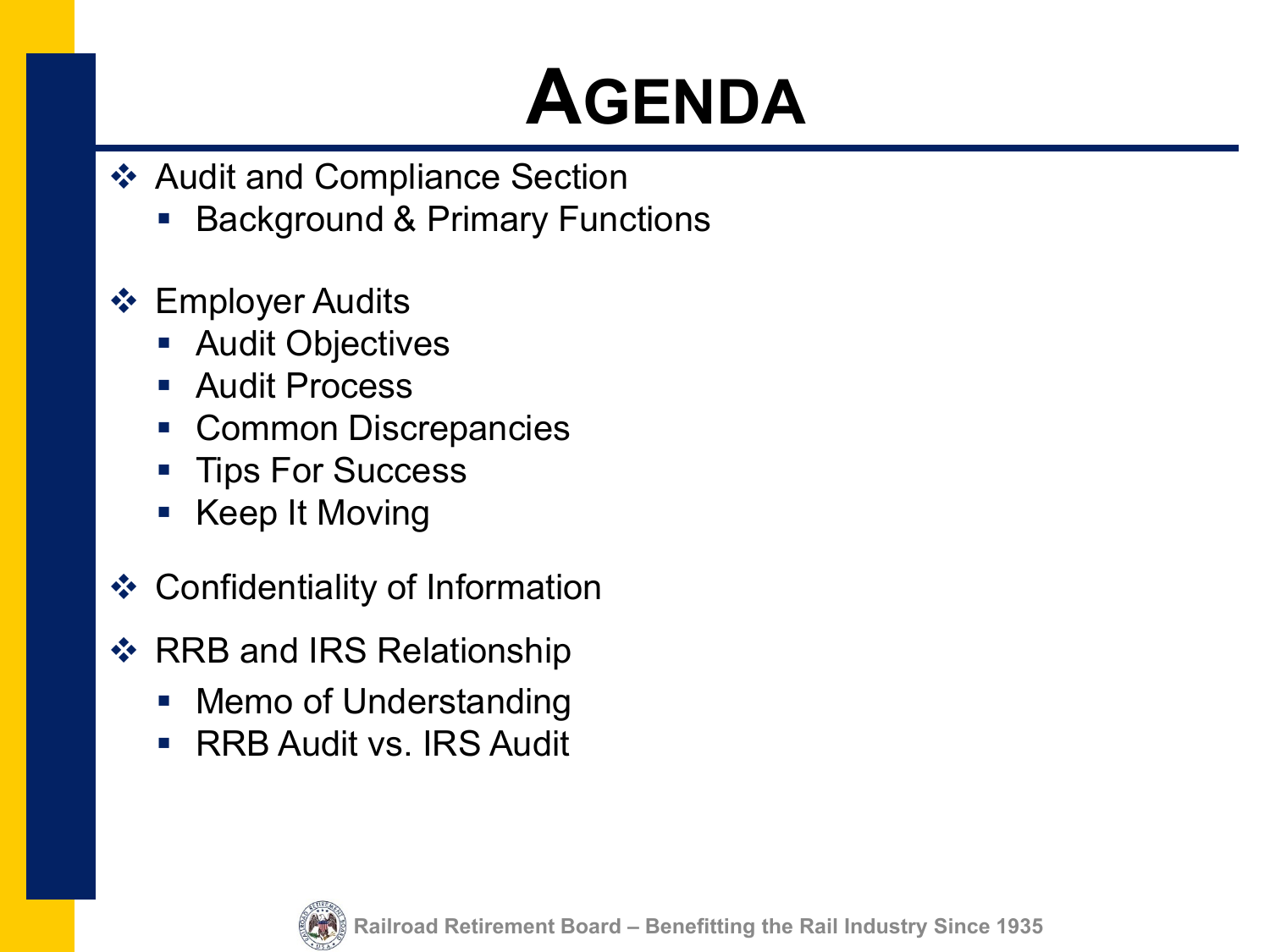# AGENDA

- Audit and Compliance Section
  - Background & Primary Functions
- Employer Audits
  - Audit Objectives
  - Audit Process
  - Common Discrepancies
  - Tips For Success
  - Keep It Moving
- Confidentiality of Information
- RRB and IRS Relationship
  - Memo of Understanding
  - RRB Audit vs. IRS Audit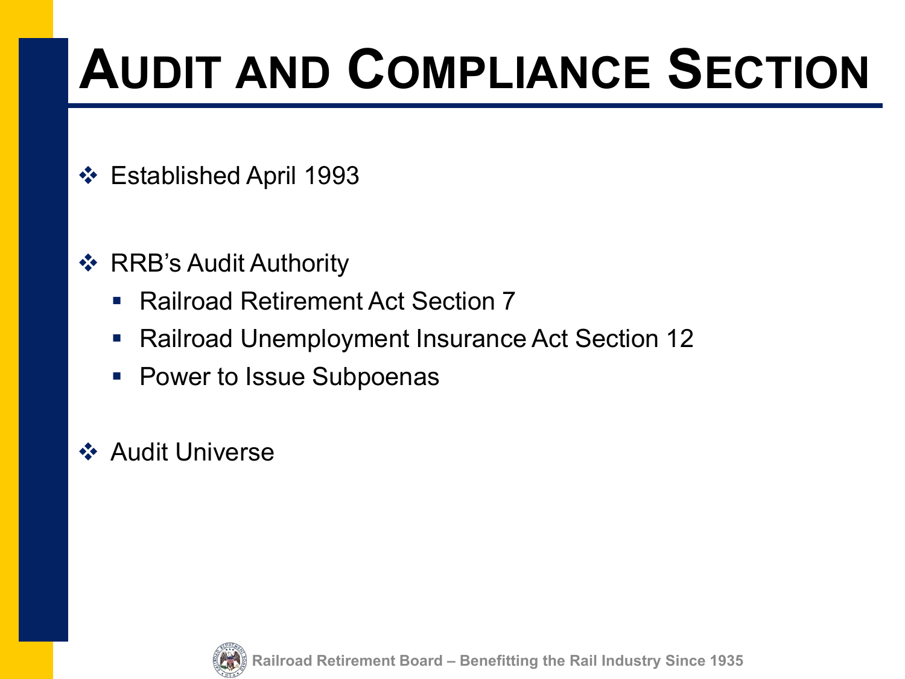# Audit and Compliance Section

- Established April 1993

- RRB's Audit Authority
  - Railroad Retirement Act Section 7
  - Railroad Unemployment Insurance Act Section 12
  - Power to Issue Subpoenas

- Audit Universe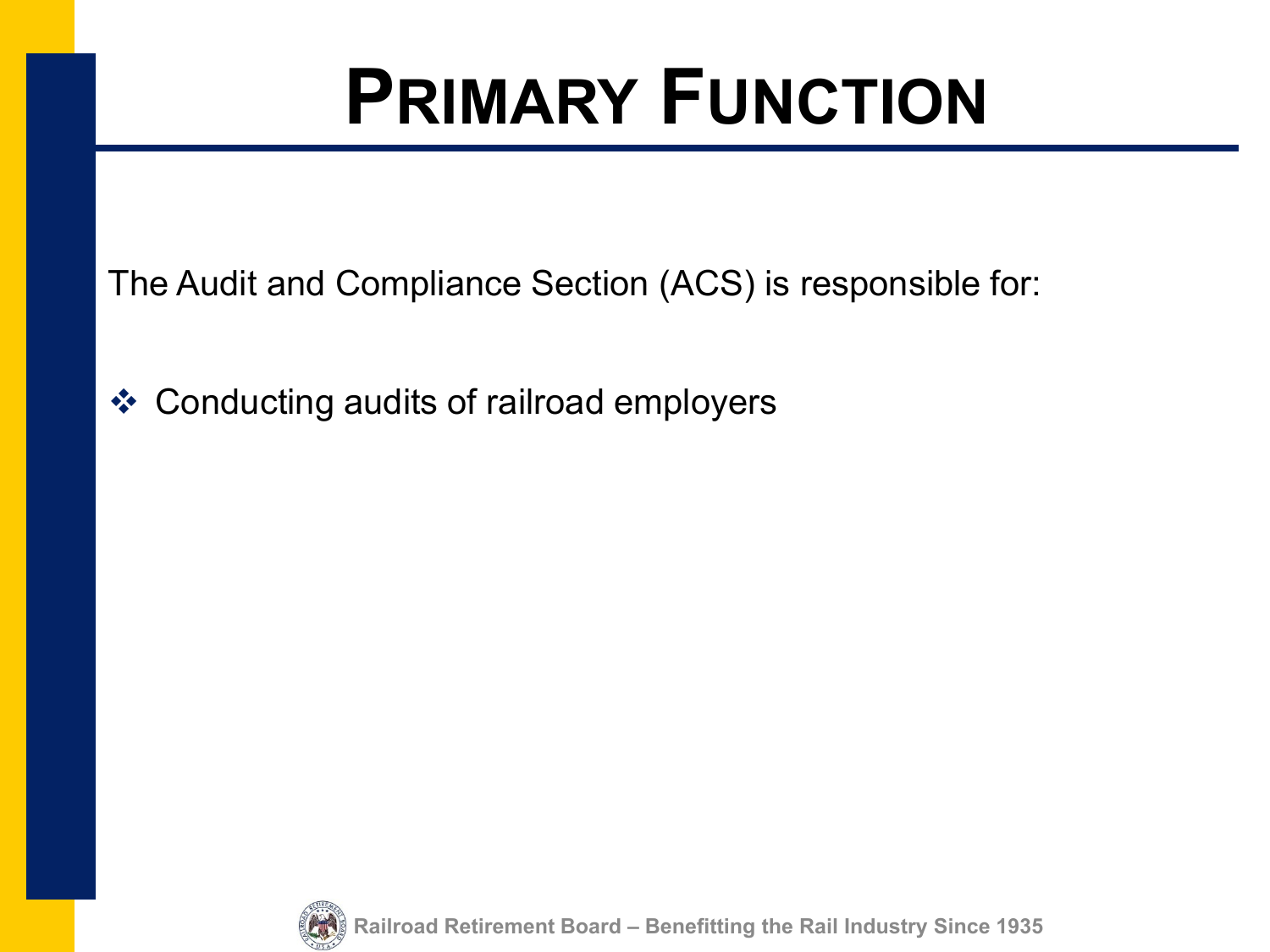# PRIMARY FUNCTION

The Audit and Compliance Section (ACS) is responsible for:

- Conducting audits of railroad employers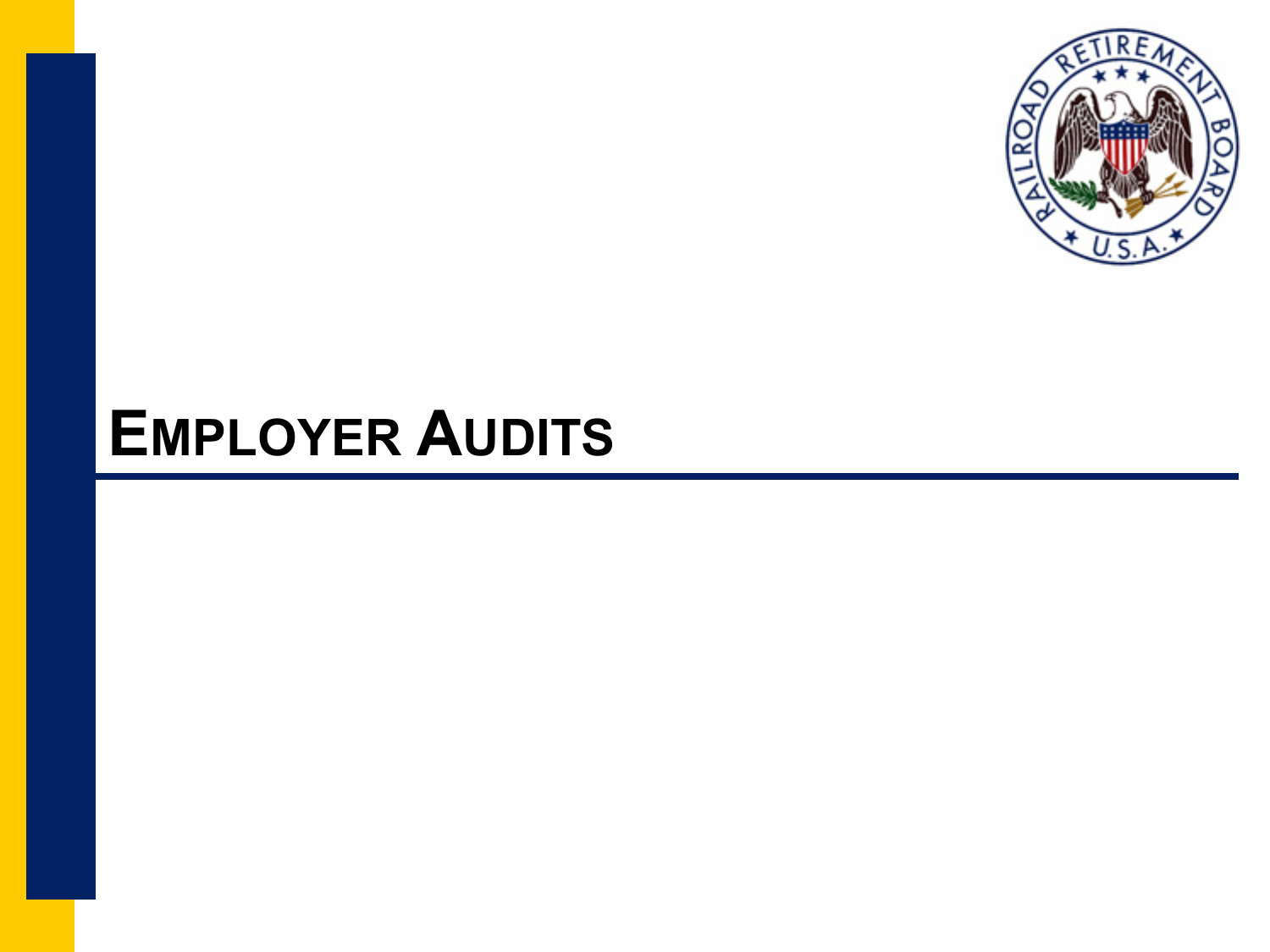# Employer Audits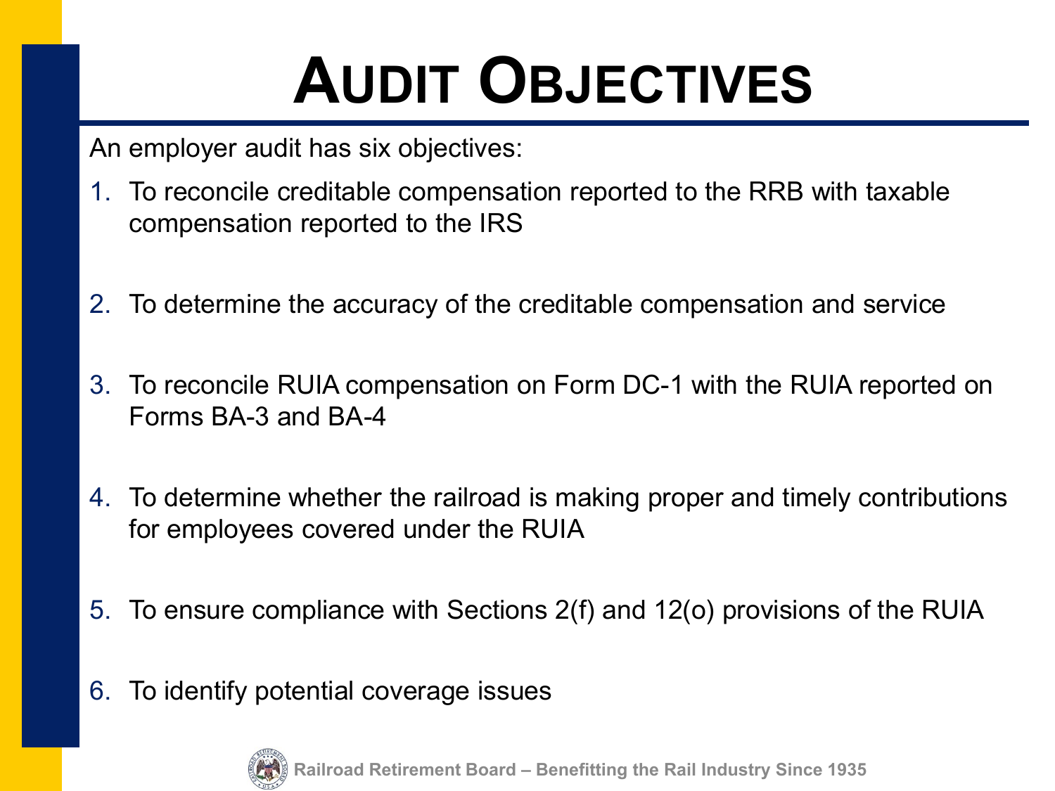# Audit Objectives

An employer audit has six objectives:

1. To reconcile creditable compensation reported to the RRB with taxable compensation reported to the IRS
2. To determine the accuracy of the creditable compensation and service
3. To reconcile RUIA compensation on Form DC-1 with the RUIA reported on Forms BA-3 and BA-4
4. To determine whether the railroad is making proper and timely contributions for employees covered under the RUIA
5. To ensure compliance with Sections 2(f) and 12(o) provisions of the RUIA
6. To identify potential coverage issues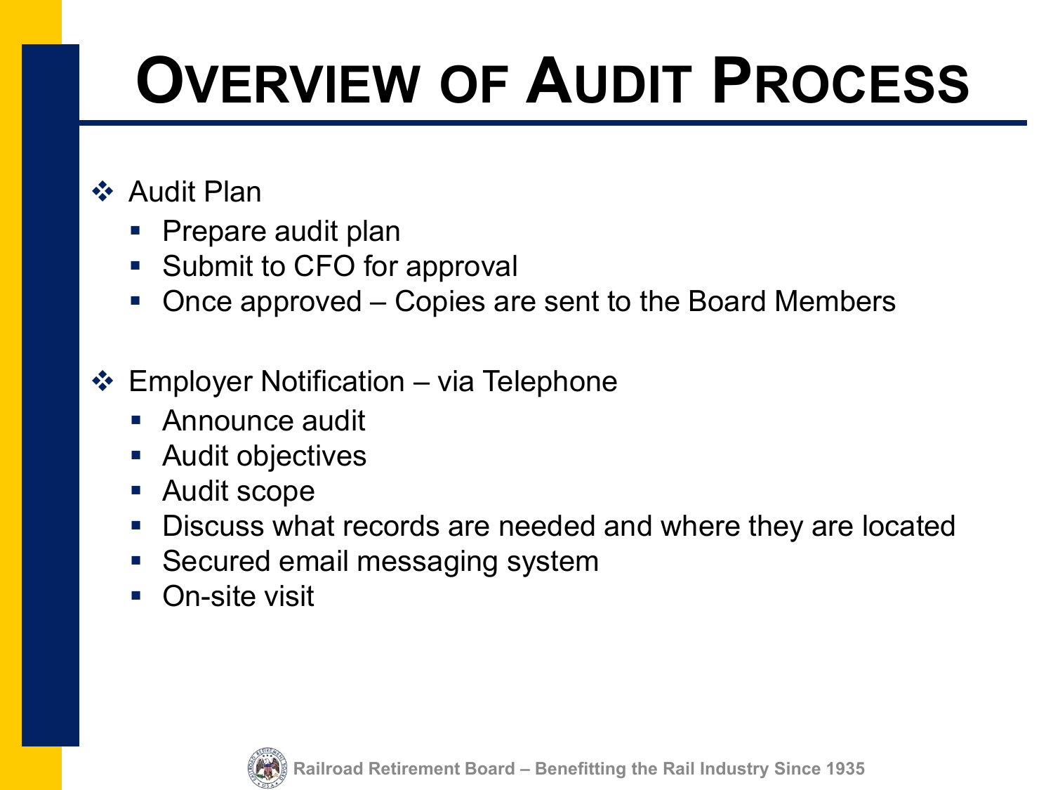# Overview of Audit Process

- Audit Plan
  - Prepare audit plan
  - Submit to CFO for approval
  - Once approved – Copies are sent to the Board Members

- Employer Notification – via Telephone
  - Announce audit
  - Audit objectives
  - Audit scope
  - Discuss what records are needed and where they are located
  - Secured email messaging system
  - On-site visit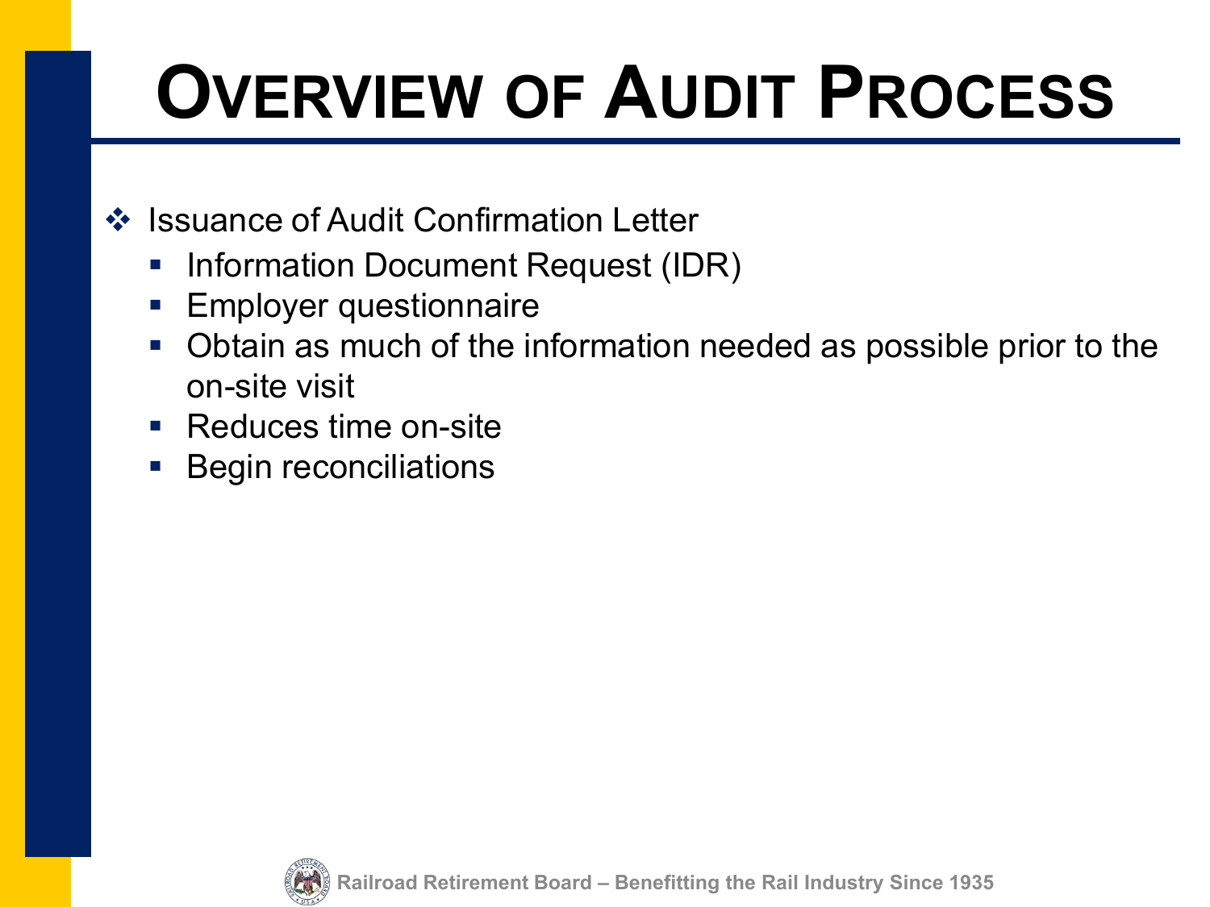# Overview of Audit Process

- Issuance of Audit Confirmation Letter
  - Information Document Request (IDR)
  - Employer questionnaire
  - Obtain as much of the information needed as possible prior to the on-site visit
  - Reduces time on-site
  - Begin reconciliations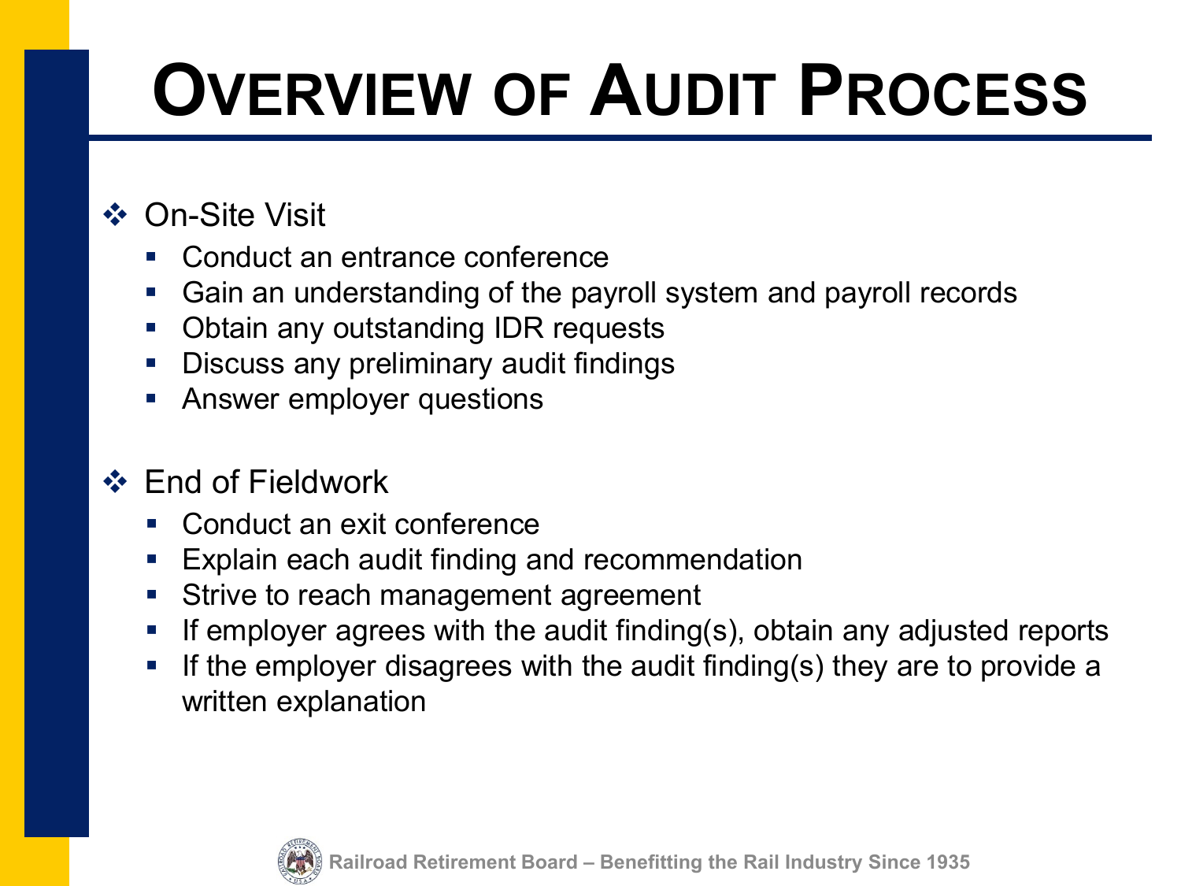# Overview of Audit Process

- On-Site Visit
  - Conduct an entrance conference
  - Gain an understanding of the payroll system and payroll records
  - Obtain any outstanding IDR requests
  - Discuss any preliminary audit findings
  - Answer employer questions

- End of Fieldwork
  - Conduct an exit conference
  - Explain each audit finding and recommendation
  - Strive to reach management agreement
  - If employer agrees with the audit finding(s), obtain any adjusted reports
  - If the employer disagrees with the audit finding(s) they are to provide a written explanation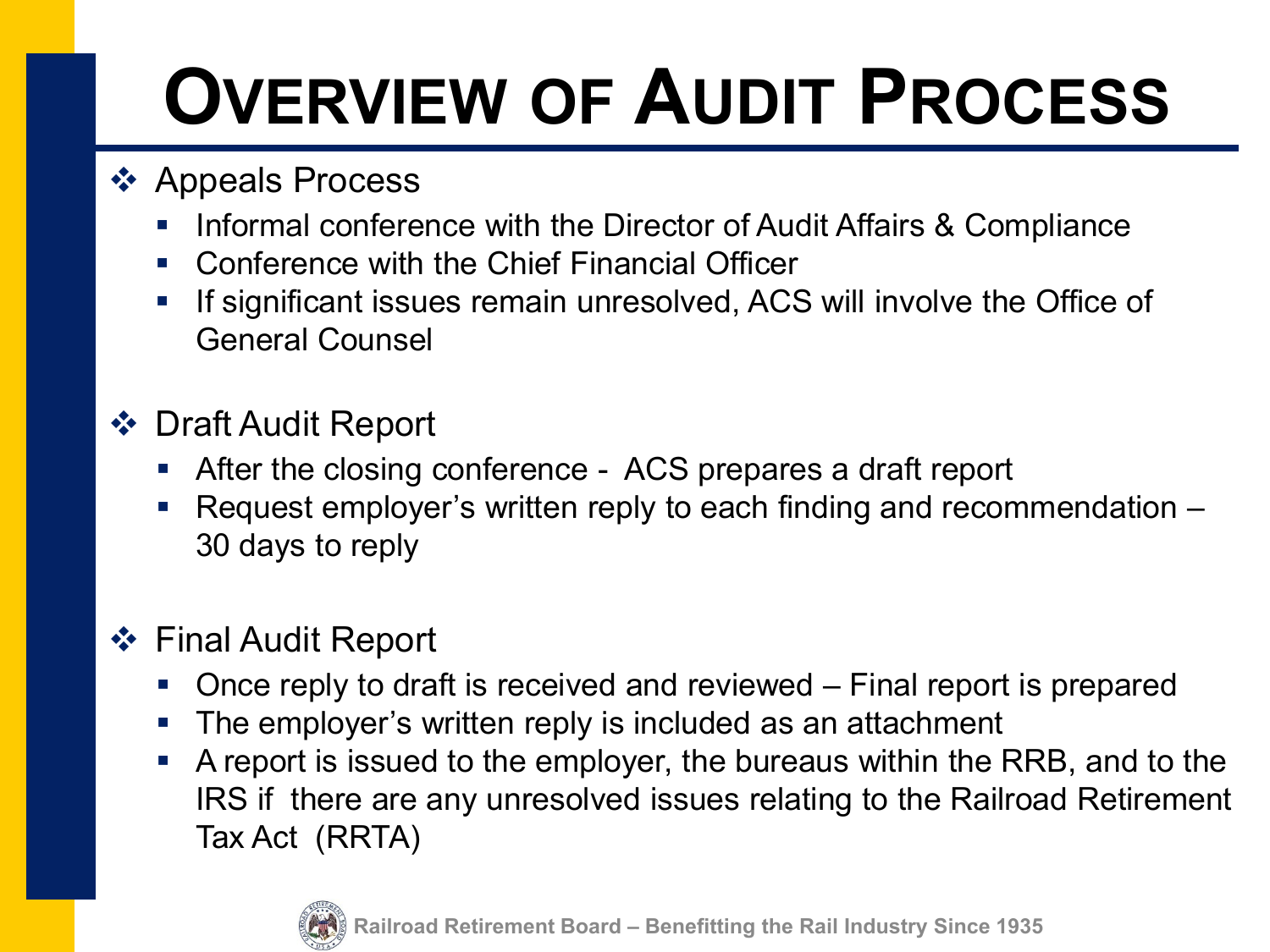# OVERVIEW OF AUDIT PROCESS

- Appeals Process
  - Informal conference with the Director of Audit Affairs & Compliance
  - Conference with the Chief Financial Officer
  - If significant issues remain unresolved, ACS will involve the Office of General Counsel

- Draft Audit Report
  - After the closing conference - ACS prepares a draft report
  - Request employer's written reply to each finding and recommendation – 30 days to reply

- Final Audit Report
  - Once reply to draft is received and reviewed – Final report is prepared
  - The employer's written reply is included as an attachment
  - A report is issued to the employer, the bureaus within the RRB, and to the IRS if there are any unresolved issues relating to the Railroad Retirement Tax Act (RRTA)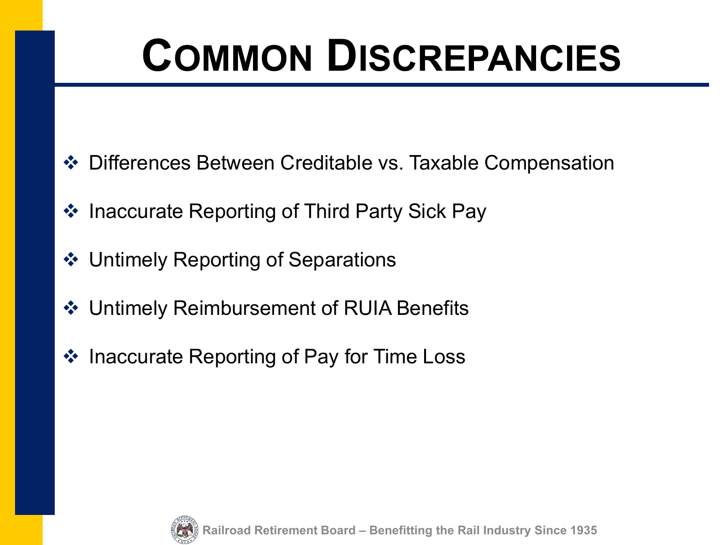# Common Discrepancies

- Differences Between Creditable vs. Taxable Compensation
- Inaccurate Reporting of Third Party Sick Pay
- Untimely Reporting of Separations
- Untimely Reimbursement of RUIA Benefits
- Inaccurate Reporting of Pay for Time Loss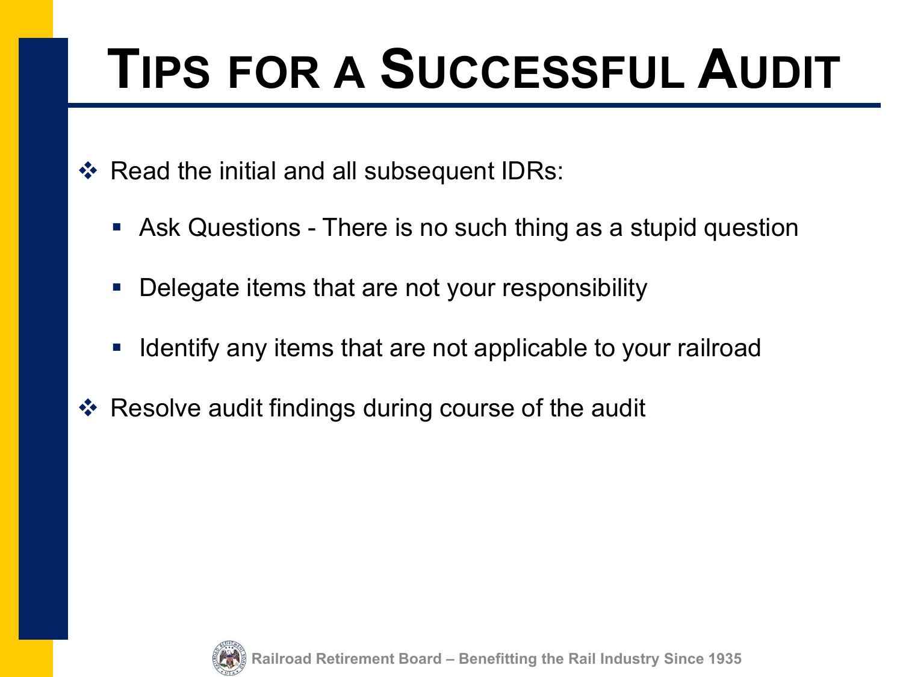# Tips for a Successful Audit

- Read the initial and all subsequent IDRs:
  - Ask Questions - There is no such thing as a stupid question
  - Delegate items that are not your responsibility
  - Identify any items that are not applicable to your railroad
- Resolve audit findings during course of the audit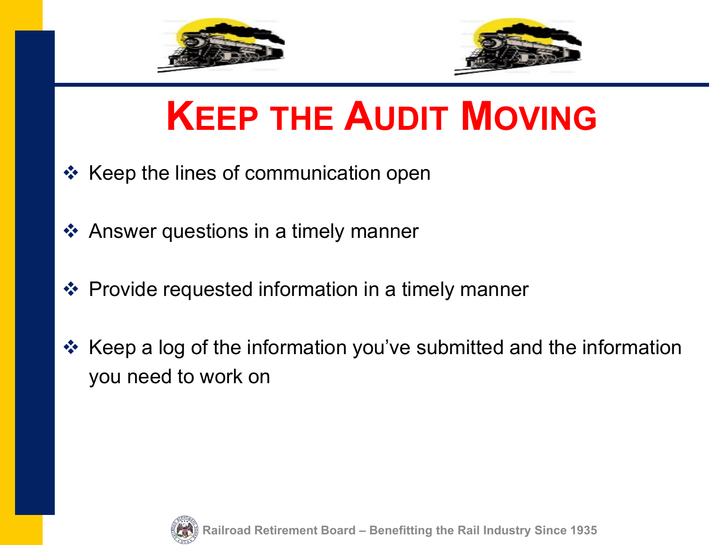# Keep the Audit Moving

- Keep the lines of communication open
- Answer questions in a timely manner
- Provide requested information in a timely manner
- Keep a log of the information you've submitted and the information you need to work on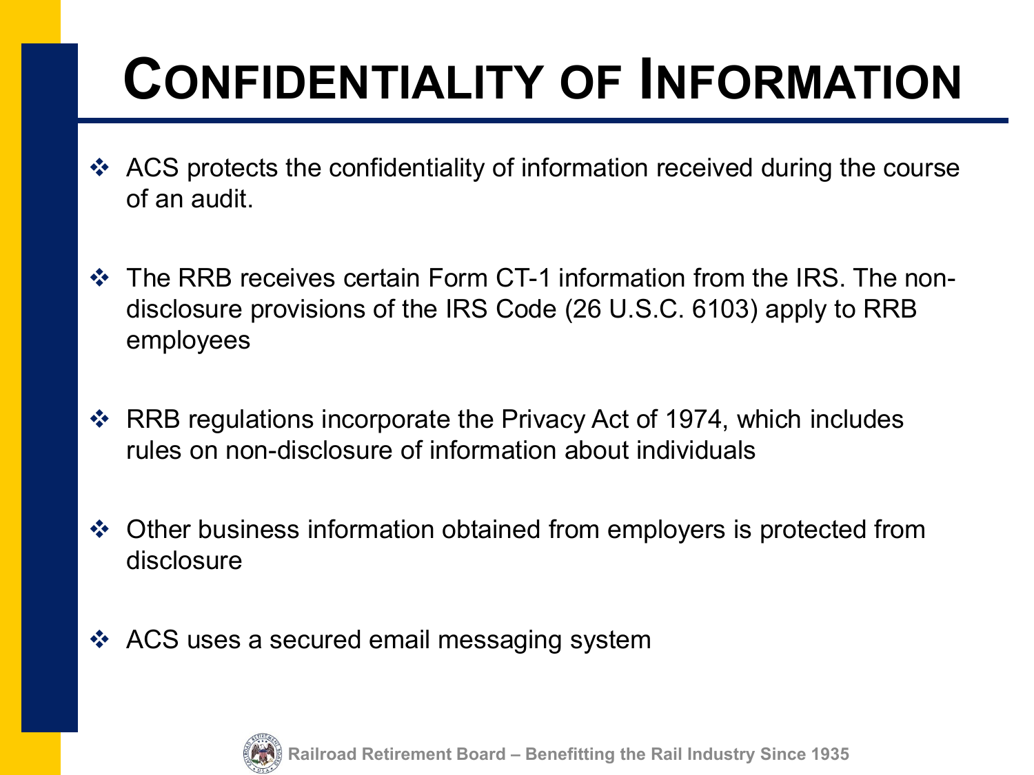# Confidentiality of Information

- ACS protects the confidentiality of information received during the course of an audit.
- The RRB receives certain Form CT-1 information from the IRS. The non-disclosure provisions of the IRS Code (26 U.S.C. 6103) apply to RRB employees
- RRB regulations incorporate the Privacy Act of 1974, which includes rules on non-disclosure of information about individuals
- Other business information obtained from employers is protected from disclosure
- ACS uses a secured email messaging system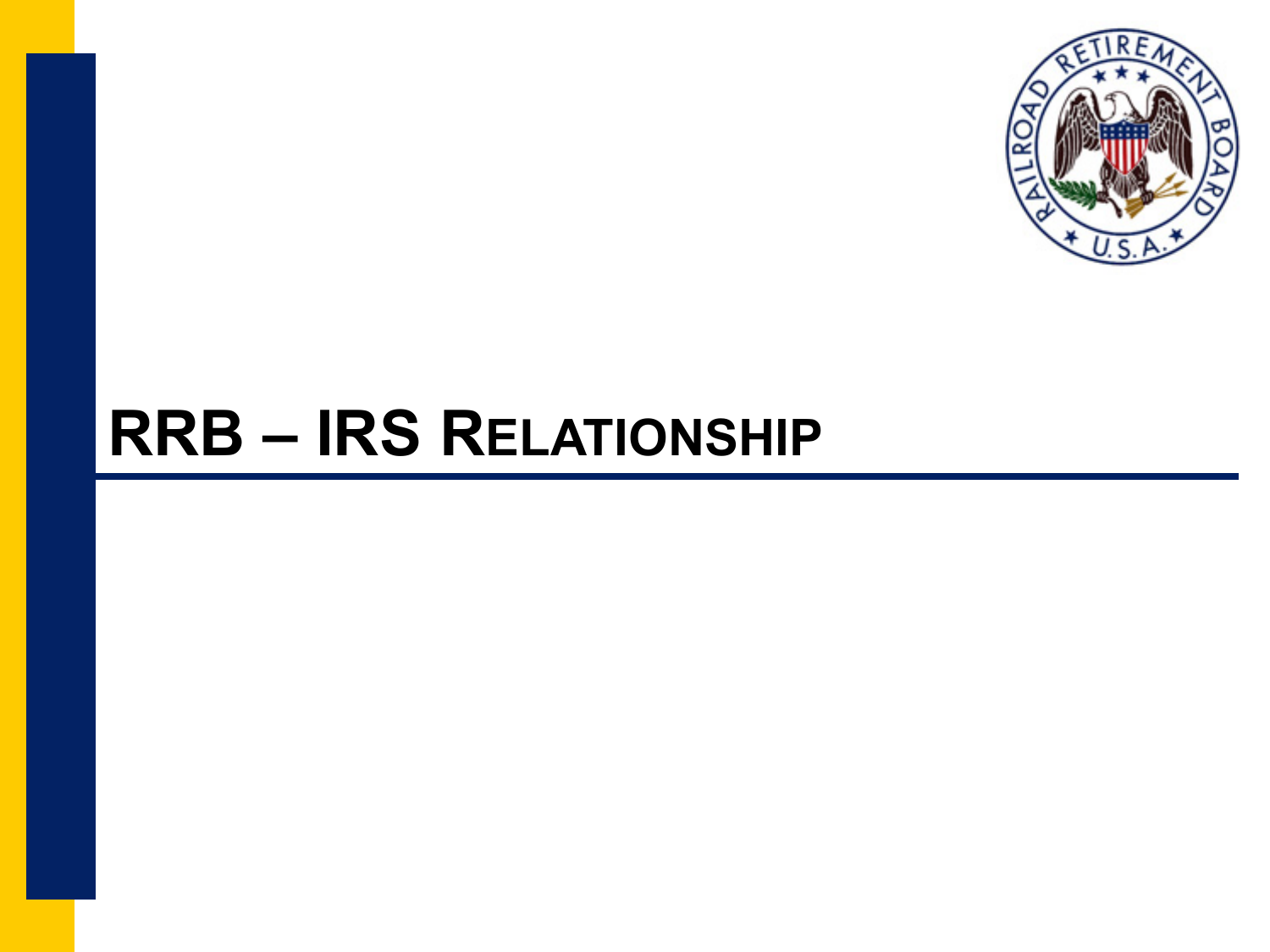# RRB – IRS Relationship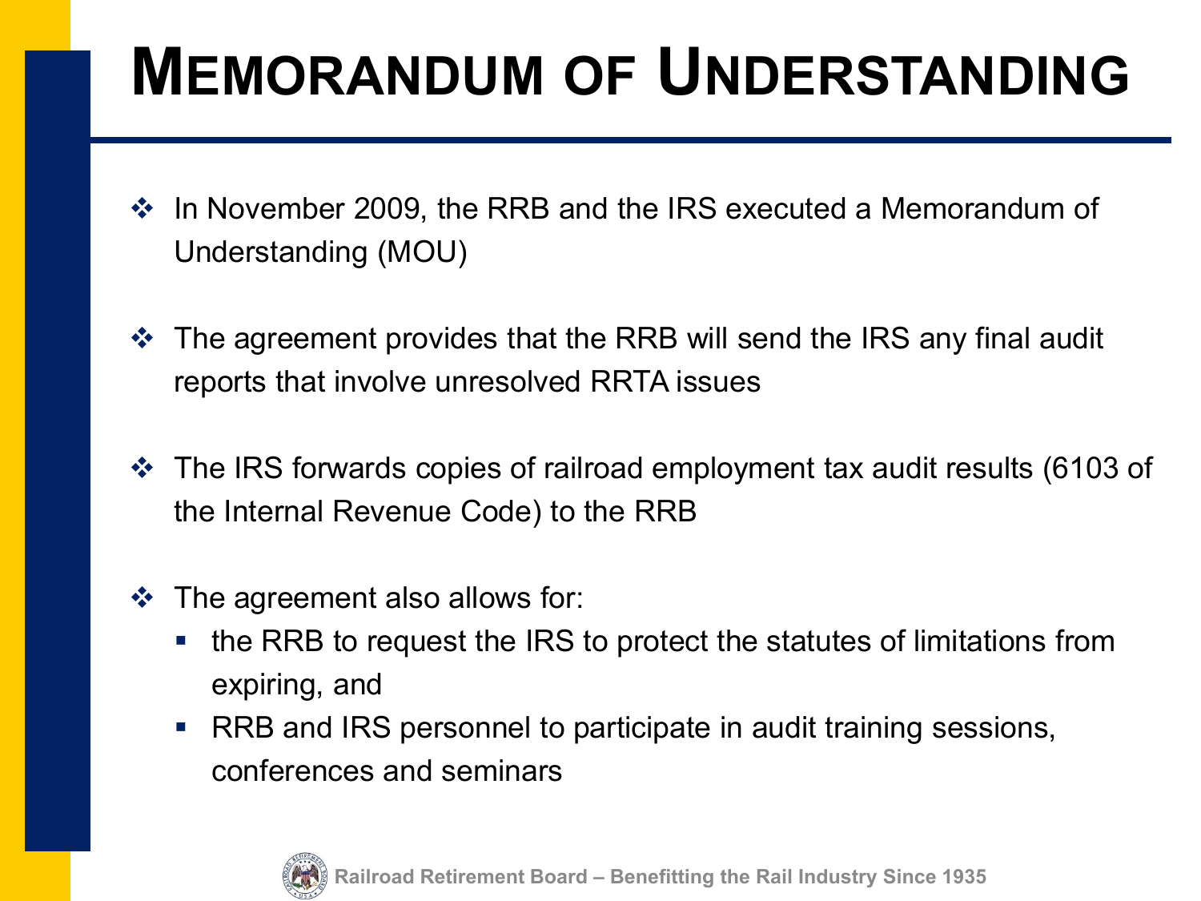# Memorandum of Understanding

- In November 2009, the RRB and the IRS executed a Memorandum of Understanding (MOU)
- The agreement provides that the RRB will send the IRS any final audit reports that involve unresolved RRTA issues
- The IRS forwards copies of railroad employment tax audit results (6103 of the Internal Revenue Code) to the RRB
- The agreement also allows for:
  - the RRB to request the IRS to protect the statutes of limitations from expiring, and
  - RRB and IRS personnel to participate in audit training sessions, conferences and seminars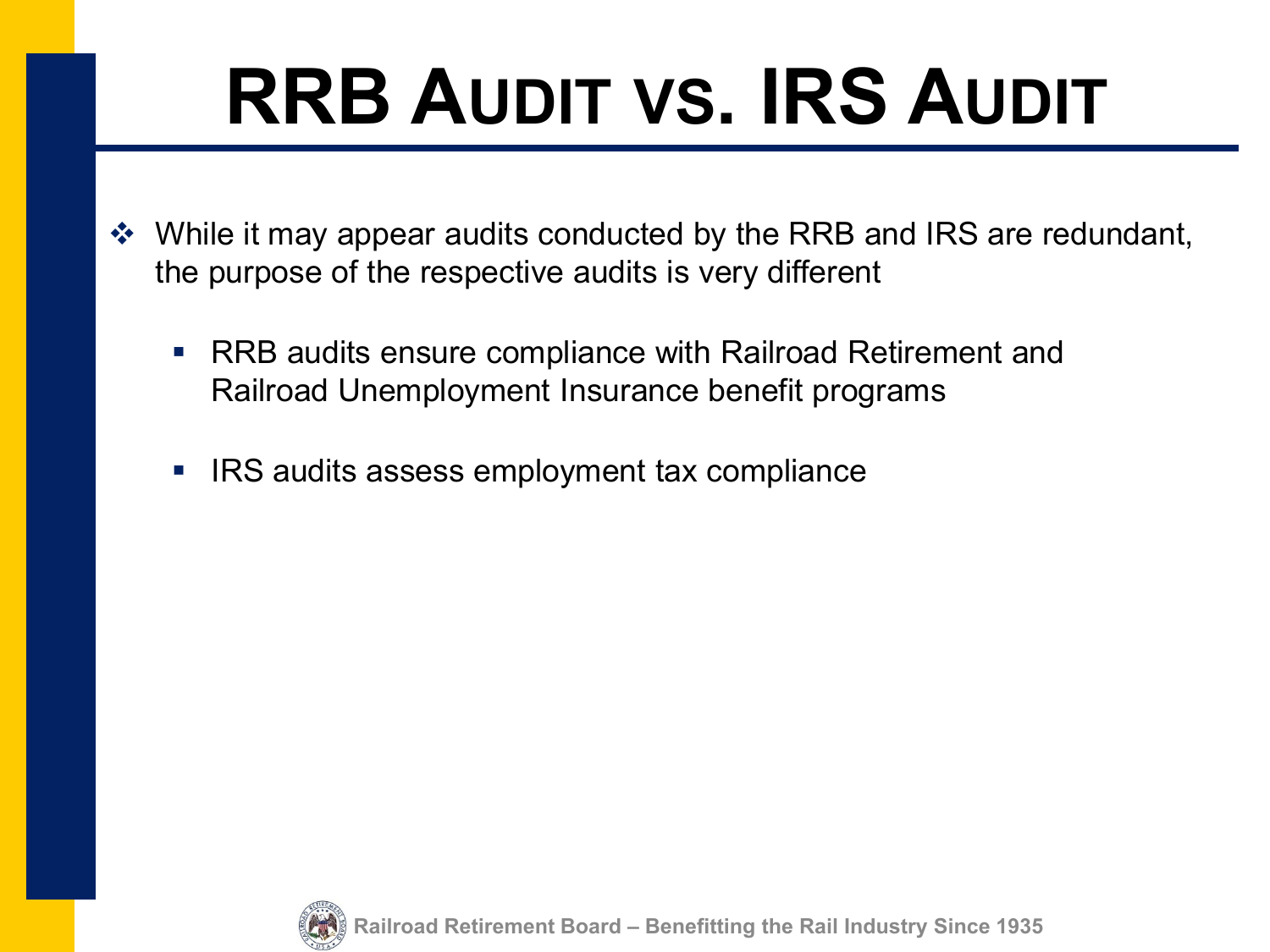# RRB Audit vs. IRS Audit

- While it may appear audits conducted by the RRB and IRS are redundant, the purpose of the respective audits is very different
  - RRB audits ensure compliance with Railroad Retirement and Railroad Unemployment Insurance benefit programs
  - IRS audits assess employment tax compliance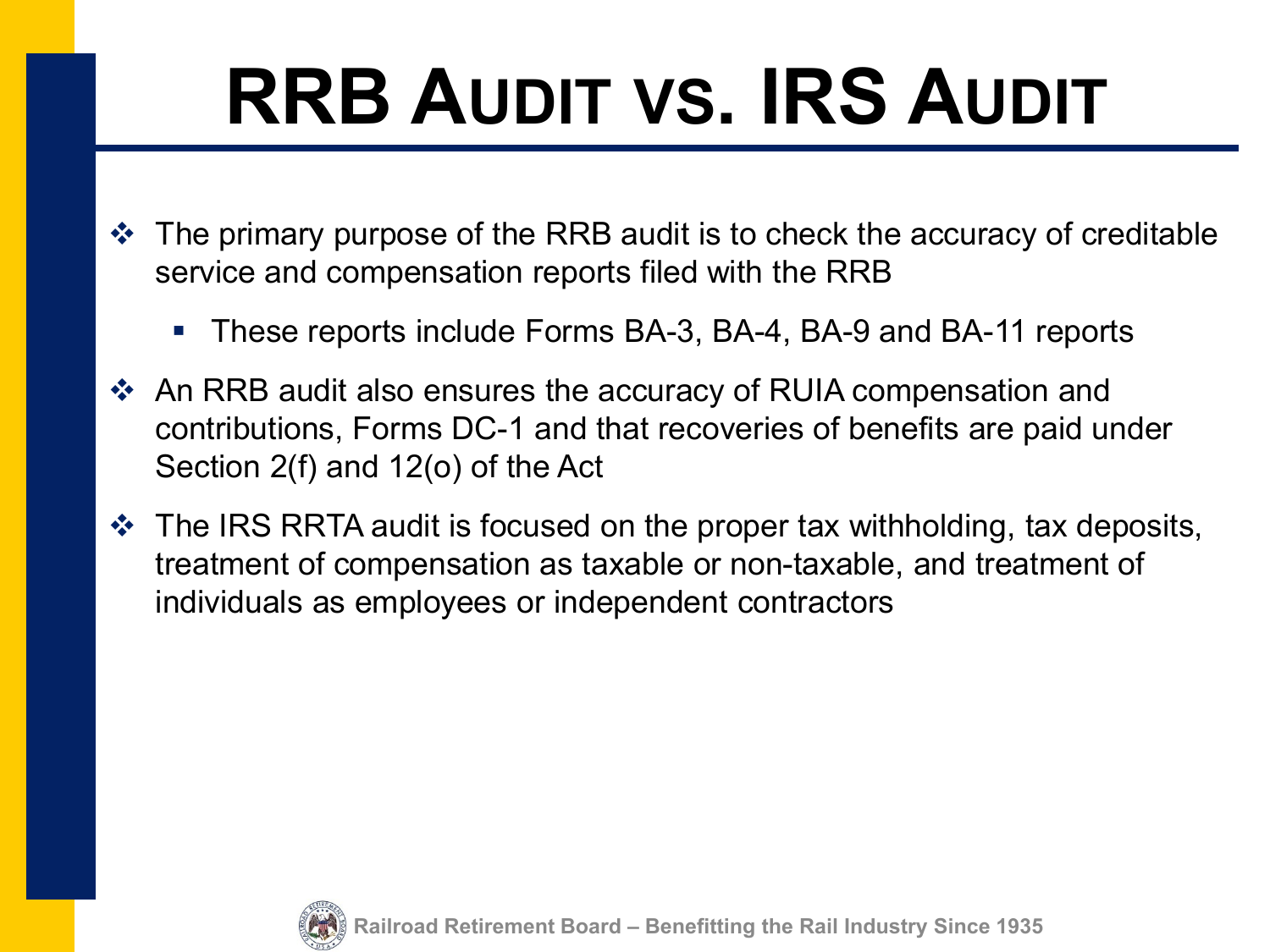# RRB Audit vs. IRS Audit

- The primary purpose of the RRB audit is to check the accuracy of creditable service and compensation reports filed with the RRB
  - These reports include Forms BA-3, BA-4, BA-9 and BA-11 reports
- An RRB audit also ensures the accuracy of RUIA compensation and contributions, Forms DC-1 and that recoveries of benefits are paid under Section 2(f) and 12(o) of the Act
- The IRS RRTA audit is focused on the proper tax withholding, tax deposits, treatment of compensation as taxable or non-taxable, and treatment of individuals as employees or independent contractors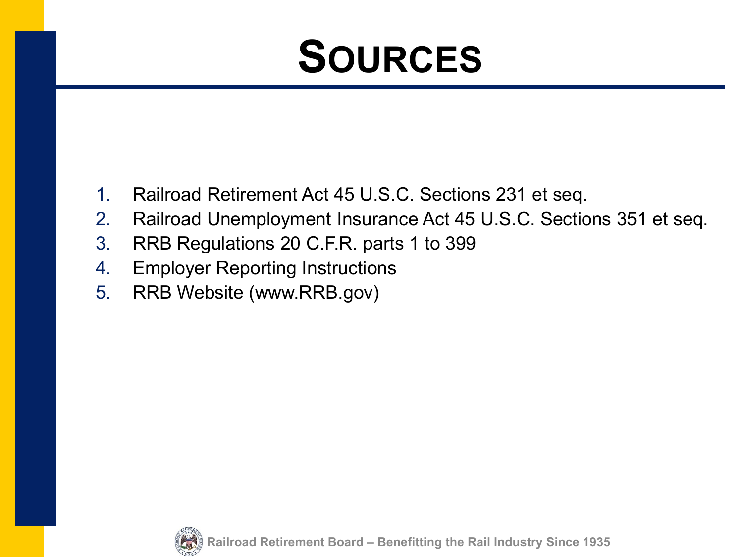# Sources

1. Railroad Retirement Act 45 U.S.C. Sections 231 et seq.
2. Railroad Unemployment Insurance Act 45 U.S.C. Sections 351 et seq.
3. RRB Regulations 20 C.F.R. parts 1 to 399
4. Employer Reporting Instructions
5. RRB Website (www.RRB.gov)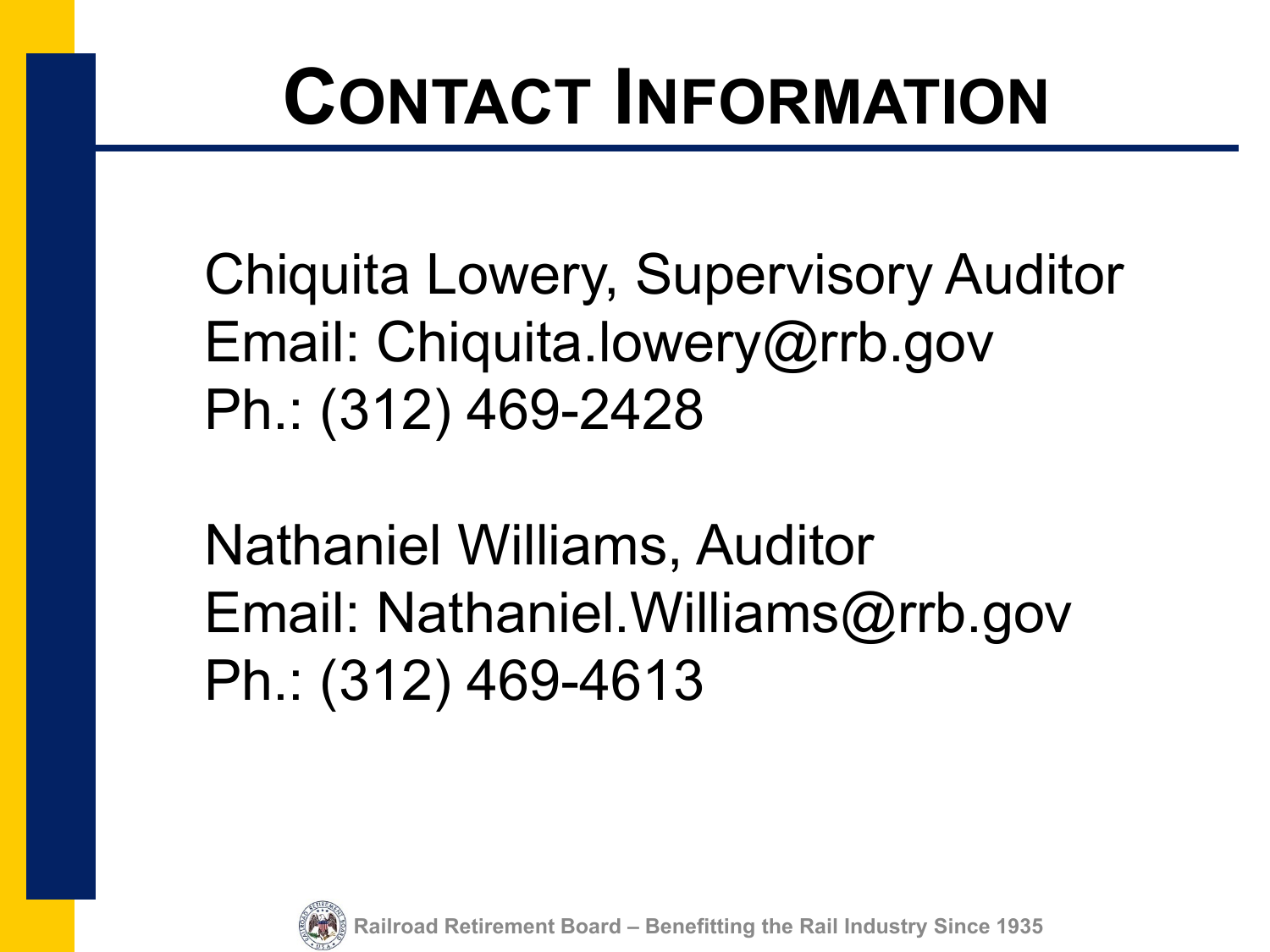# CONTACT INFORMATION

Chiquita Lowery, Supervisory Auditor
Email: Chiquita.lowery@rrb.gov
Ph.: (312) 469-2428

Nathaniel Williams, Auditor
Email: Nathaniel.Williams@rrb.gov
Ph.: (312) 469-4613